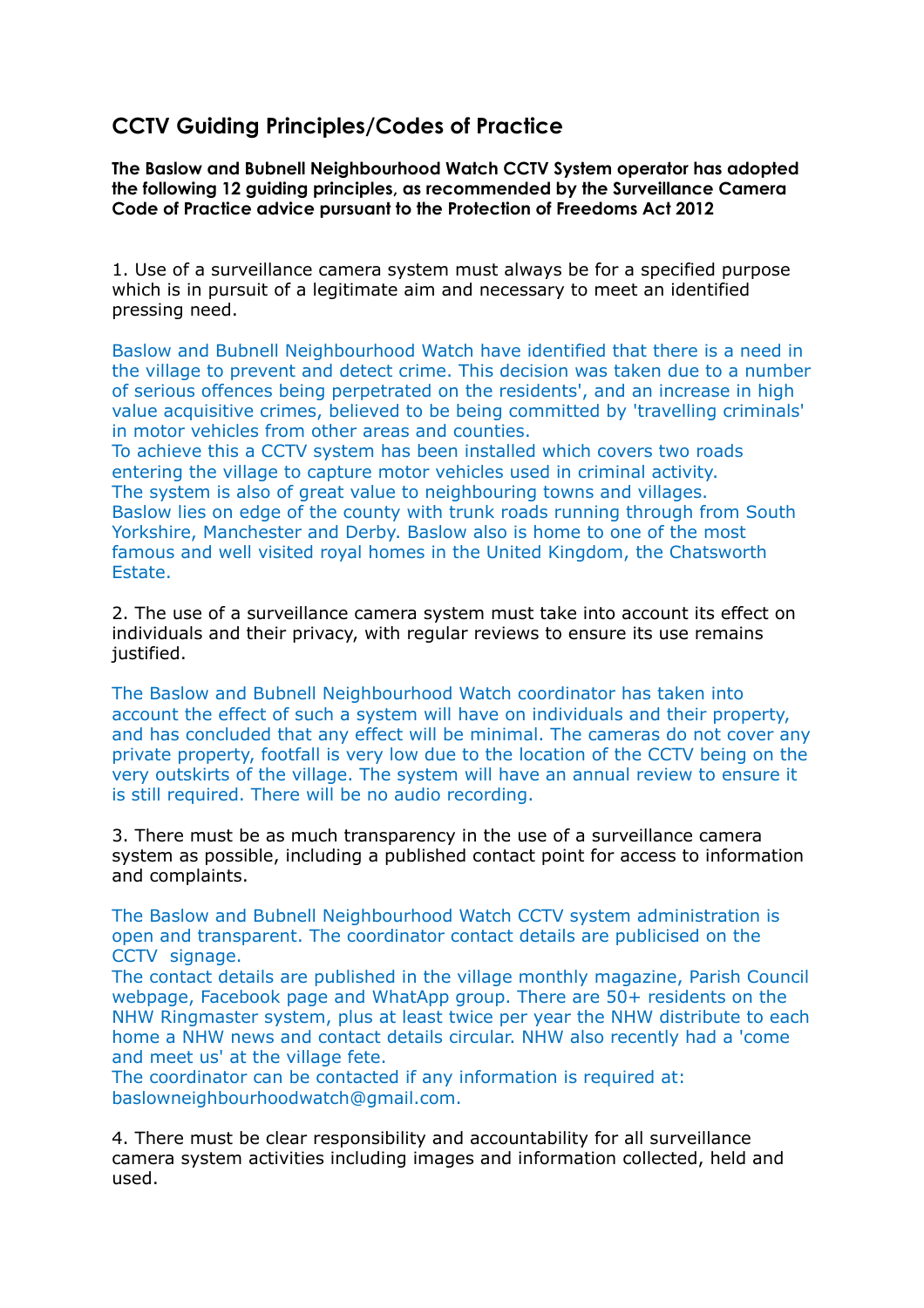# CCTV Guiding Principles/Codes of Practice

**The Baslow and Bubnell Neighbourhood Watch CCTV System operator has adopted the following 12 guiding principles, as recommended by the Surveillance Camera Code of Practice advice pursuant to the Protection of Freedoms Act 2012**

1. Use of a surveillance camera system must always be for a specified purpose which is in pursuit of a legitimate aim and necessary to meet an identified pressing need.

Baslow and Bubnell Neighbourhood Watch have identified that there is a need in the village to prevent and detect crime. This decision was taken due to a number of serious offences being perpetrated on the residents', and an increase in high value acquisitive crimes, believed to be being committed by 'travelling criminals' in motor vehicles from other areas and counties.
To achieve this a CCTV system has been installed which covers two roads entering the village to capture motor vehicles used in criminal activity.
The system is also of great value to neighbouring towns and villages.
Baslow lies on edge of the county with trunk roads running through from South Yorkshire, Manchester and Derby. Baslow also is home to one of the most famous and well visited royal homes in the United Kingdom, the Chatsworth Estate.

2. The use of a surveillance camera system must take into account its effect on individuals and their privacy, with regular reviews to ensure its use remains justified.

The Baslow and Bubnell Neighbourhood Watch coordinator has taken into account the effect of such a system will have on individuals and their property, and has concluded that any effect will be minimal. The cameras do not cover any private property, footfall is very low due to the location of the CCTV being on the very outskirts of the village. The system will have an annual review to ensure it is still required. There will be no audio recording.

3. There must be as much transparency in the use of a surveillance camera system as possible, including a published contact point for access to information and complaints.

The Baslow and Bubnell Neighbourhood Watch CCTV system administration is open and transparent. The coordinator contact details are publicised on the CCTV signage.
The contact details are published in the village monthly magazine, Parish Council webpage, Facebook page and WhatApp group. There are 50+ residents on the NHW Ringmaster system, plus at least twice per year the NHW distribute to each home a NHW news and contact details circular. NHW also recently had a 'come and meet us' at the village fete.
The coordinator can be contacted if any information is required at: baslowneighbourhoodwatch@gmail.com.

4. There must be clear responsibility and accountability for all surveillance camera system activities including images and information collected, held and used.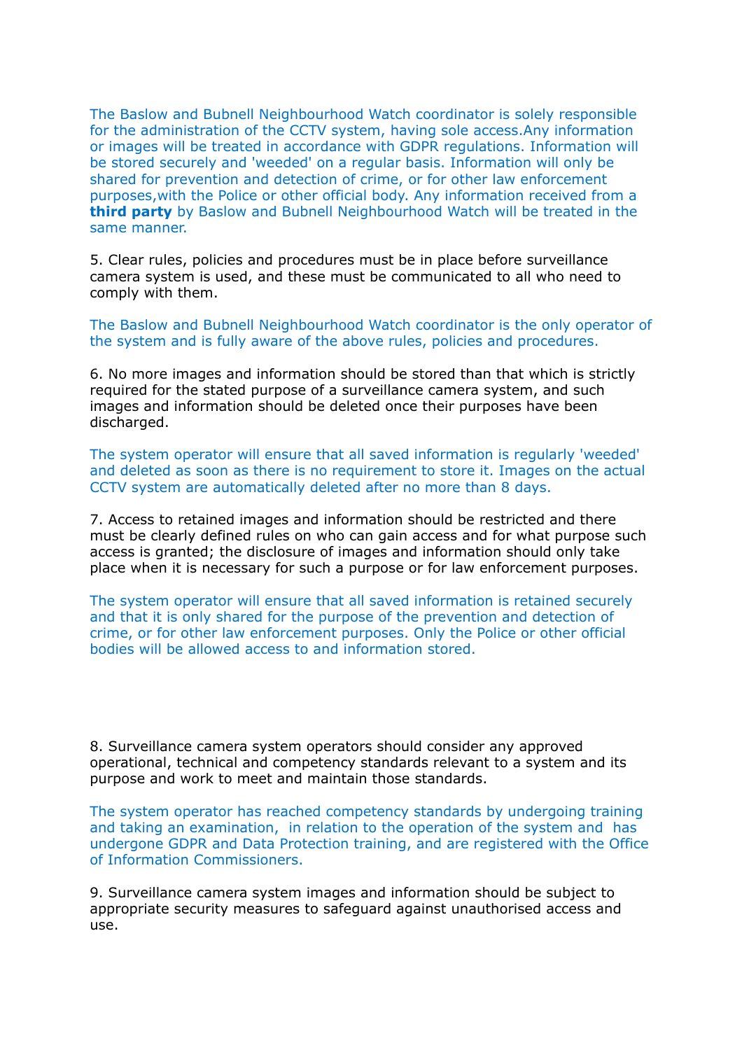The Baslow and Bubnell Neighbourhood Watch coordinator is solely responsible for the administration of the CCTV system, having sole access.Any information or images will be treated in accordance with GDPR regulations. Information will be stored securely and 'weeded' on a regular basis. Information will only be shared for prevention and detection of crime, or for other law enforcement purposes,with the Police or other official body. Any information received from a **third party** by Baslow and Bubnell Neighbourhood Watch will be treated in the same manner.

5. Clear rules, policies and procedures must be in place before surveillance camera system is used, and these must be communicated to all who need to comply with them.

The Baslow and Bubnell Neighbourhood Watch coordinator is the only operator of the system and is fully aware of the above rules, policies and procedures.

6. No more images and information should be stored than that which is strictly required for the stated purpose of a surveillance camera system, and such images and information should be deleted once their purposes have been discharged.

The system operator will ensure that all saved information is regularly 'weeded' and deleted as soon as there is no requirement to store it. Images on the actual CCTV system are automatically deleted after no more than 8 days.

7. Access to retained images and information should be restricted and there must be clearly defined rules on who can gain access and for what purpose such access is granted; the disclosure of images and information should only take place when it is necessary for such a purpose or for law enforcement purposes.

The system operator will ensure that all saved information is retained securely and that it is only shared for the purpose of the prevention and detection of crime, or for other law enforcement purposes. Only the Police or other official bodies will be allowed access to and information stored.

8. Surveillance camera system operators should consider any approved operational, technical and competency standards relevant to a system and its purpose and work to meet and maintain those standards.

The system operator has reached competency standards by undergoing training and taking an examination, in relation to the operation of the system and has undergone GDPR and Data Protection training, and are registered with the Office of Information Commissioners.

9. Surveillance camera system images and information should be subject to appropriate security measures to safeguard against unauthorised access and use.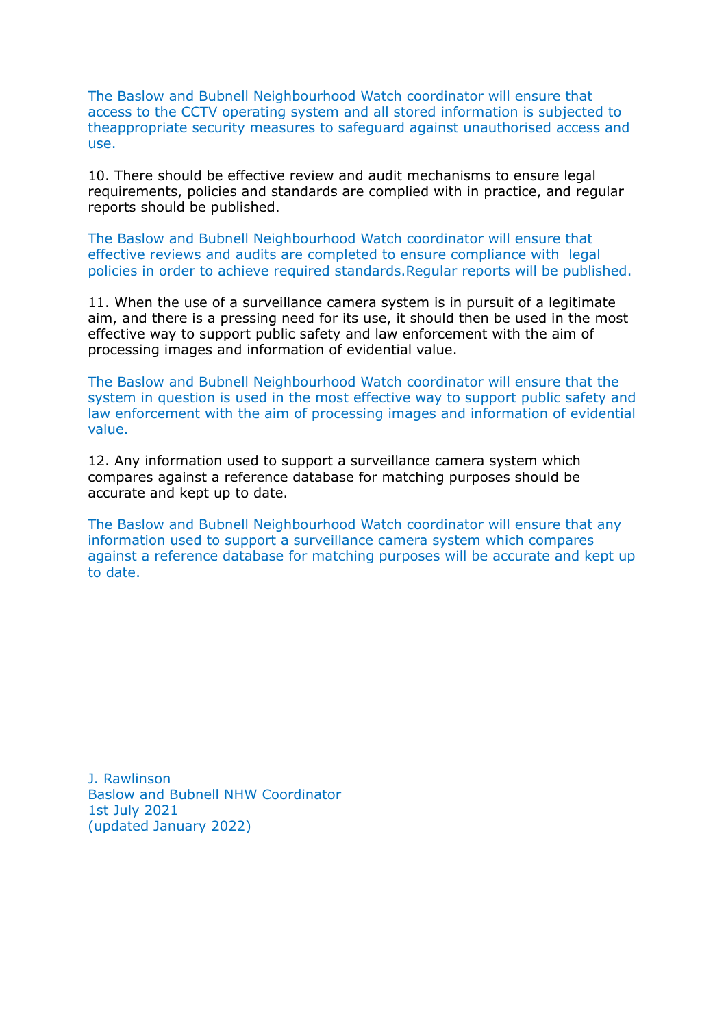The Baslow and Bubnell Neighbourhood Watch coordinator will ensure that access to the CCTV operating system and all stored information is subjected to theappropriate security measures to safeguard against unauthorised access and use.

10. There should be effective review and audit mechanisms to ensure legal requirements, policies and standards are complied with in practice, and regular reports should be published.

The Baslow and Bubnell Neighbourhood Watch coordinator will ensure that effective reviews and audits are completed to ensure compliance with legal policies in order to achieve required standards.Regular reports will be published.

11. When the use of a surveillance camera system is in pursuit of a legitimate aim, and there is a pressing need for its use, it should then be used in the most effective way to support public safety and law enforcement with the aim of processing images and information of evidential value.

The Baslow and Bubnell Neighbourhood Watch coordinator will ensure that the system in question is used in the most effective way to support public safety and law enforcement with the aim of processing images and information of evidential value.

12. Any information used to support a surveillance camera system which compares against a reference database for matching purposes should be accurate and kept up to date.

The Baslow and Bubnell Neighbourhood Watch coordinator will ensure that any information used to support a surveillance camera system which compares against a reference database for matching purposes will be accurate and kept up to date.

J. Rawlinson
Baslow and Bubnell NHW Coordinator
1st July 2021
(updated January 2022)